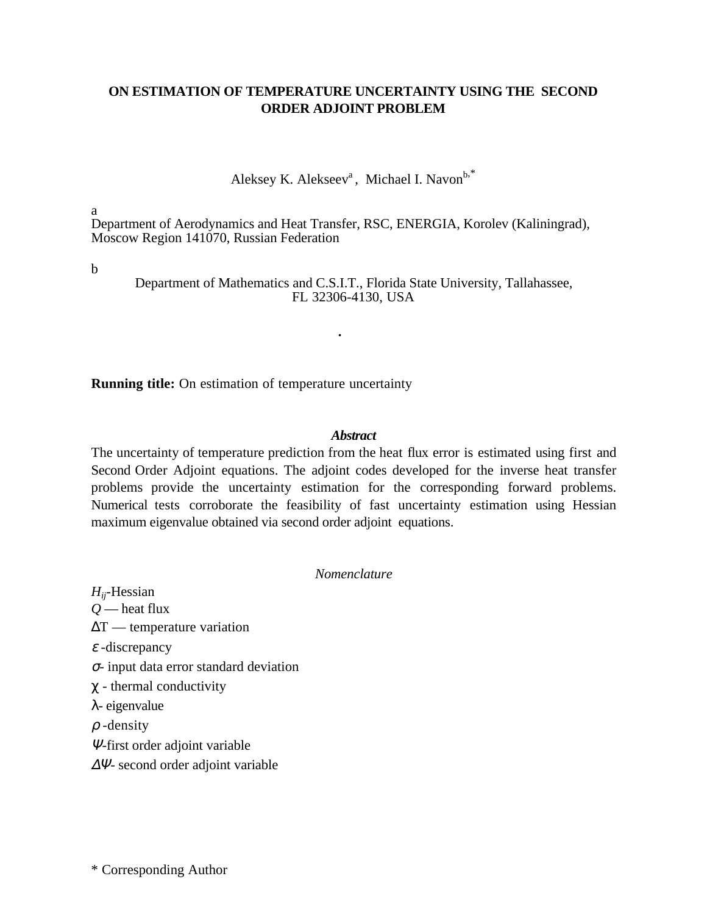# ON ESTIMATION OF TEMPERATURE UNCERTAINTY USING THE SECOND ORDER ADJOINT PROBLEM

Aleksey K. Alekseev[a], Michael I. Navon[b,*]

[a] Department of Aerodynamics and Heat Transfer, RSC, ENERGIA, Korolev (Kaliningrad), Moscow Region 141070, Russian Federation

[b] Department of Mathematics and C.S.I.T., Florida State University, Tallahassee, FL 32306-4130, USA

**Running title:** On estimation of temperature uncertainty

***Abstract***

The uncertainty of temperature prediction from the heat flux error is estimated using first and Second Order Adjoint equations. The adjoint codes developed for the inverse heat transfer problems provide the uncertainty estimation for the corresponding forward problems. Numerical tests corroborate the feasibility of fast uncertainty estimation using Hessian maximum eigenvalue obtained via second order adjoint equations.

*Nomenclature*

$H_{ij}$-Hessian  
$Q$ — heat flux  
$\Delta T$ — temperature variation  
$\varepsilon$ -discrepancy  
$\sigma$- input data error standard deviation  
$\chi$ - thermal conductivity  
$\lambda$- eigenvalue  
$\rho$ -density  
$\Psi$-first order adjoint variable  
$\Delta\Psi$- second order adjoint variable

\* Corresponding Author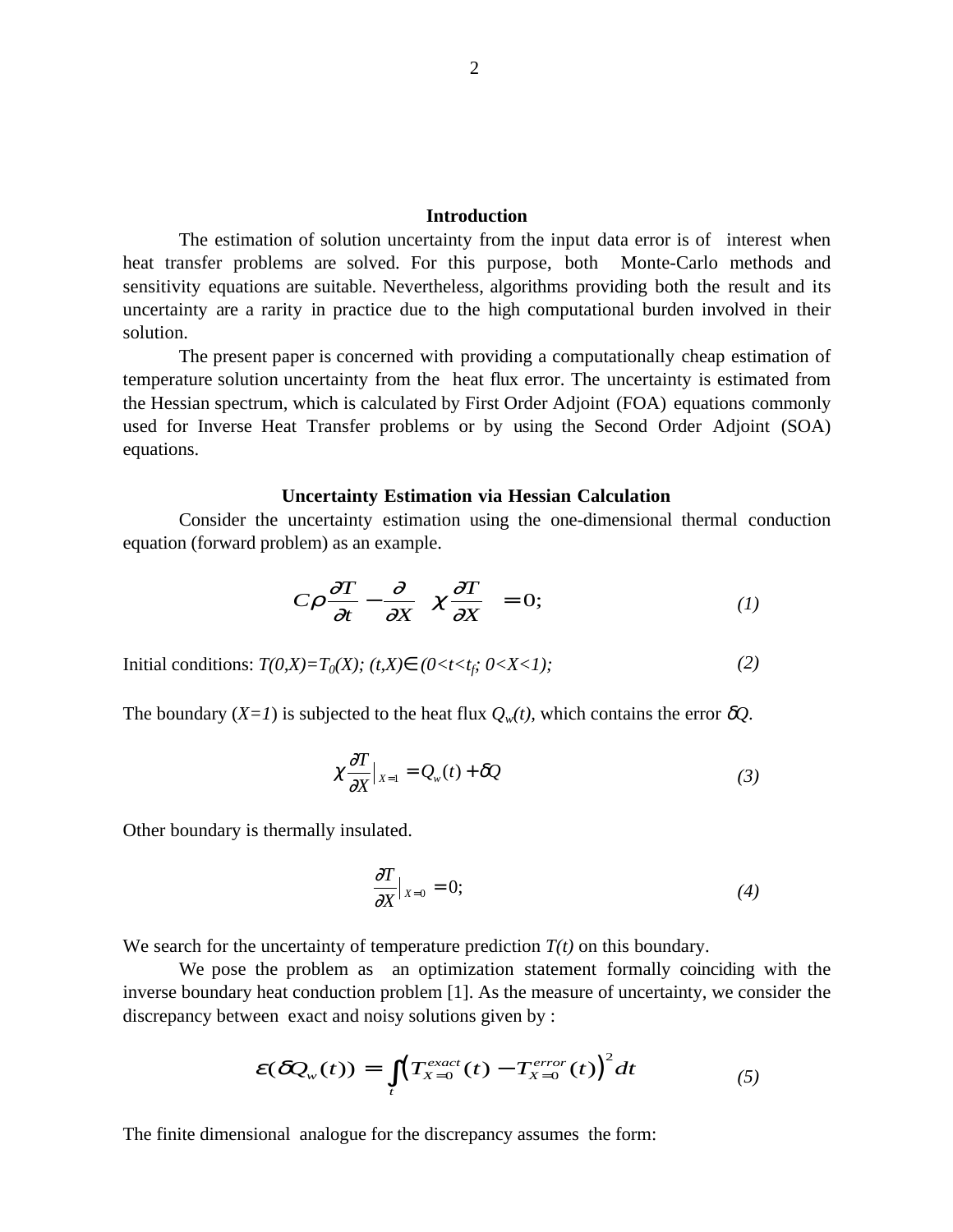## Introduction

The estimation of solution uncertainty from the input data error is of interest when heat transfer problems are solved. For this purpose, both Monte-Carlo methods and sensitivity equations are suitable. Nevertheless, algorithms providing both the result and its uncertainty are a rarity in practice due to the high computational burden involved in their solution.

The present paper is concerned with providing a computationally cheap estimation of temperature solution uncertainty from the heat flux error. The uncertainty is estimated from the Hessian spectrum, which is calculated by First Order Adjoint (FOA) equations commonly used for Inverse Heat Transfer problems or by using the Second Order Adjoint (SOA) equations.

## Uncertainty Estimation via Hessian Calculation

Consider the uncertainty estimation using the one-dimensional thermal conduction equation (forward problem) as an example.

$$C\rho\frac{\partial T}{\partial t} - \frac{\partial}{\partial X}\left(\chi\frac{\partial T}{\partial X}\right) = 0; \qquad (1)$$

Initial conditions: $T(0,X)=T_0(X)$; $(t,X)\in(0<t<t_f;\ 0<X<1)$; *(2)*

The boundary ($X=1$) is subjected to the heat flux $Q_w(t)$, which contains the error $\delta Q$.

$$\chi\frac{\partial T}{\partial X}\Big|_{X=1} = Q_w(t) + \delta Q \qquad (3)$$

Other boundary is thermally insulated.

$$\frac{\partial T}{\partial X}\Big|_{X=0} = 0; \qquad (4)$$

We search for the uncertainty of temperature prediction $T(t)$ on this boundary.

We pose the problem as an optimization statement formally coinciding with the inverse boundary heat conduction problem [1]. As the measure of uncertainty, we consider the discrepancy between exact and noisy solutions given by :

$$\varepsilon(\delta Q_w(t)) = \int_t \left(T^{exact}_{X=0}(t) - T^{error}_{X=0}(t)\right)^2 dt \qquad (5)$$

The finite dimensional analogue for the discrepancy assumes the form: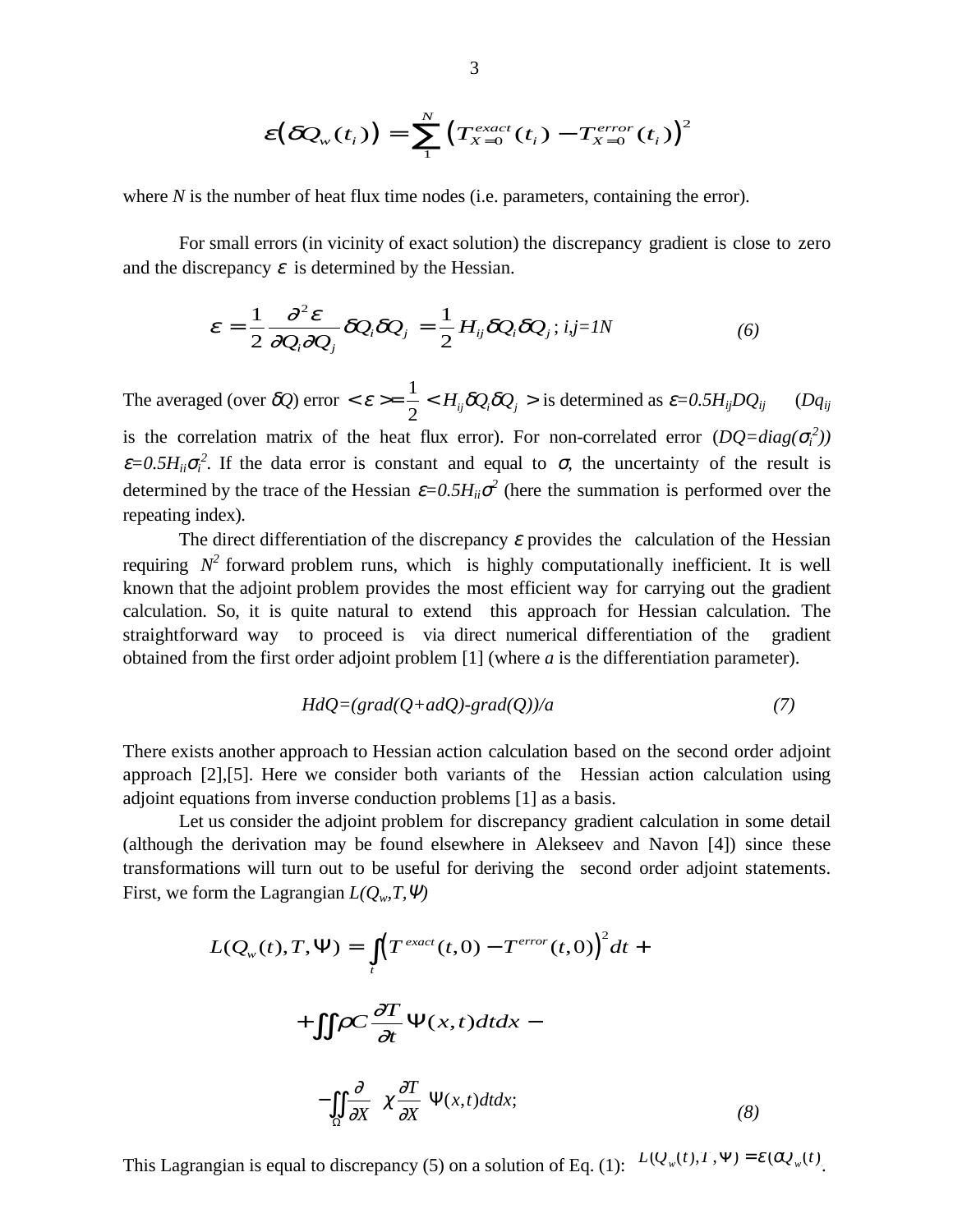$$\varepsilon(\delta Q_w(t_i)) = \sum_1^N \left(T_{X=0}^{exact}(t_i) - T_{X=0}^{error}(t_i)\right)^2$$

where *N* is the number of heat flux time nodes (i.e. parameters, containing the error).

For small errors (in vicinity of exact solution) the discrepancy gradient is close to zero and the discrepancy $\varepsilon$ is determined by the Hessian.

$$\varepsilon = \frac{1}{2}\frac{\partial^2 \varepsilon}{\partial Q_i \partial Q_j}\delta Q_i \delta Q_j = \frac{1}{2} H_{ij}\delta Q_i \delta Q_j \text{; } i,j=1N \qquad (6)$$

The averaged (over $\delta Q$) error $<\varepsilon> = \frac{1}{2} < H_{ij}\delta Q_i \delta Q_j >$ is determined as $\varepsilon=0.5H_{ij}DQ_{ij}$ ($Dq_{ij}$ is the correlation matrix of the heat flux error). For non-correlated error ($DQ=diag(\sigma_i^2)$) $\varepsilon=0.5H_{ii}\sigma_i^2$. If the data error is constant and equal to $\sigma$, the uncertainty of the result is determined by the trace of the Hessian $\varepsilon=0.5H_{ii}\sigma^2$ (here the summation is performed over the repeating index).

The direct differentiation of the discrepancy $\varepsilon$ provides the calculation of the Hessian requiring $N^2$ forward problem runs, which is highly computationally inefficient. It is well known that the adjoint problem provides the most efficient way for carrying out the gradient calculation. So, it is quite natural to extend this approach for Hessian calculation. The straightforward way to proceed is via direct numerical differentiation of the gradient obtained from the first order adjoint problem [1] (where *a* is the differentiation parameter).

$$HdQ=(grad(Q+adQ)-grad(Q))/a \qquad (7)$$

There exists another approach to Hessian action calculation based on the second order adjoint approach [2],[5]. Here we consider both variants of the Hessian action calculation using adjoint equations from inverse conduction problems [1] as a basis.

Let us consider the adjoint problem for discrepancy gradient calculation in some detail (although the derivation may be found elsewhere in Alekseev and Navon [4]) since these transformations will turn out to be useful for deriving the second order adjoint statements. First, we form the Lagrangian $L(Q_w,T,\Psi)$

$$L(Q_w(t),T,\Psi) = \int_t \left(T^{exact}(t,0) - T^{error}(t,0)\right)^2 dt +$$
$$+\iint \rho C \frac{\partial T}{\partial t}\Psi(x,t)dtdx -$$
$$-\iint_\Omega \frac{\partial}{\partial X}\left(\chi \frac{\partial T}{\partial X}\right)\Psi(x,t)dtdx; \qquad (8)$$

This Lagrangian is equal to discrepancy (5) on a solution of Eq. (1): $L(Q_w(t),T,\Psi) = \varepsilon(\delta Q_w(t))$.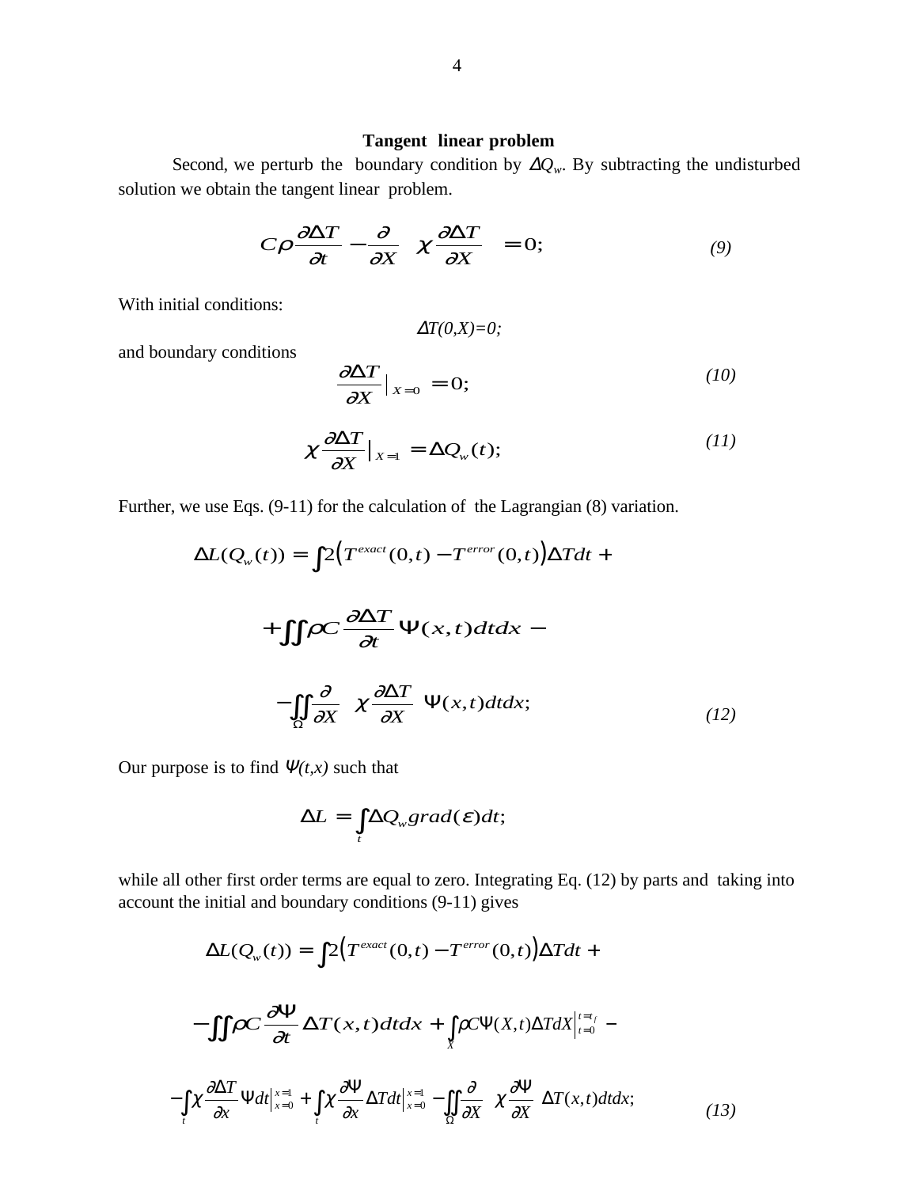### Tangent linear problem

Second, we perturb the boundary condition by $\Delta Q_w$. By subtracting the undisturbed solution we obtain the tangent linear problem.

$$C\rho \frac{\partial \Delta T}{\partial t} - \frac{\partial}{\partial X}\left( \chi \frac{\partial \Delta T}{\partial X} \right) = 0; \tag{9}$$

With initial conditions:

$$\Delta T(0,X)=0;$$

and boundary conditions

$$\frac{\partial \Delta T}{\partial X}\Big|_{X=0} = 0; \tag{10}$$

$$\chi \frac{\partial \Delta T}{\partial X}\Big|_{X=1} = \Delta Q_w(t); \tag{11}$$

Further, we use Eqs. (9-11) for the calculation of the Lagrangian (8) variation.

$$\Delta L(Q_w(t)) = \int 2\left(T^{exact}(0,t) - T^{error}(0,t)\right)\Delta T dt +$$

$$+ \iint \rho C \frac{\partial \Delta T}{\partial t} \Psi(x,t) dt dx -$$

$$- \iint_{\Omega} \frac{\partial}{\partial X}\left( \chi \frac{\partial \Delta T}{\partial X} \right) \Psi(x,t) dt dx; \tag{12}$$

Our purpose is to find $\Psi(t,x)$ such that

$$\Delta L = \int_t \Delta Q_w grad(\varepsilon) dt;$$

while all other first order terms are equal to zero. Integrating Eq. (12) by parts and taking into account the initial and boundary conditions (9-11) gives

$$\Delta L(Q_w(t)) = \int 2\left(T^{exact}(0,t) - T^{error}(0,t)\right)\Delta T dt +$$

$$- \iint \rho C \frac{\partial \Psi}{\partial t} \Delta T(x,t) dt dx + \int_X \rho C \Psi(X,t) \Delta T dX \Big|_{t=0}^{t=t_f} -$$

$$- \int_t \chi \frac{\partial \Delta T}{\partial x} \Psi dt \Big|_{x=0}^{x=1} + \int_t \chi \frac{\partial \Psi}{\partial x} \Delta T dt \Big|_{x=0}^{x=1} - \iint_{\Omega} \frac{\partial}{\partial X}\left( \chi \frac{\partial \Psi}{\partial X} \right) \Delta T(x,t) dt dx; \tag{13}$$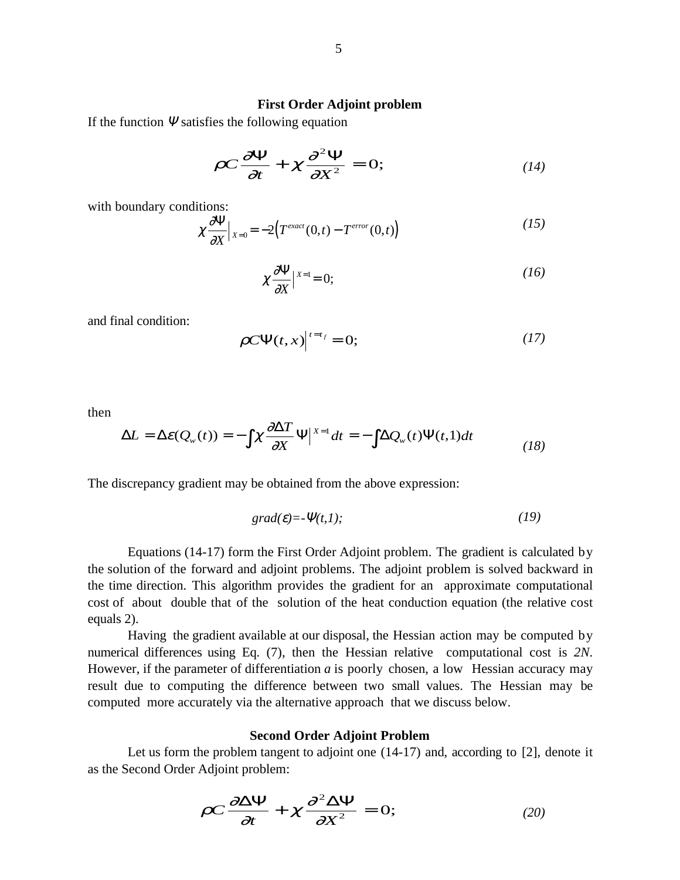### First Order Adjoint problem

If the function $\Psi$ satisfies the following equation

$$\rho C \frac{\partial \Psi}{\partial t} + \chi \frac{\partial^2 \Psi}{\partial X^2} = 0; \tag{14}$$

with boundary conditions:

$$\chi \frac{\partial \Psi}{\partial X}\Big|_{X=0} = -2\left(T^{exact}(0,t) - T^{error}(0,t)\right) \tag{15}$$

$$\chi \frac{\partial \Psi}{\partial X}\Big|^{X=1} = 0; \tag{16}$$

and final condition:

$$\rho C \Psi(t,x)\Big|^{t=t_f} = 0; \tag{17}$$

then

$$\Delta L = \Delta \varepsilon(Q_w(t)) = -\int \chi \frac{\partial \Delta T}{\partial X} \Psi \Big|^{X=1} dt = -\int \Delta Q_w(t) \Psi(t,1) dt \tag{18}$$

The discrepancy gradient may be obtained from the above expression:

$$grad(\varepsilon) = -\Psi(t,1); \tag{19}$$

Equations (14-17) form the First Order Adjoint problem. The gradient is calculated by the solution of the forward and adjoint problems. The adjoint problem is solved backward in the time direction. This algorithm provides the gradient for an approximate computational cost of about double that of the solution of the heat conduction equation (the relative cost equals 2).

Having the gradient available at our disposal, the Hessian action may be computed by numerical differences using Eq. (7), then the Hessian relative computational cost is *2N*. However, if the parameter of differentiation *a* is poorly chosen, a low Hessian accuracy may result due to computing the difference between two small values. The Hessian may be computed more accurately via the alternative approach that we discuss below.

### Second Order Adjoint Problem

Let us form the problem tangent to adjoint one (14-17) and, according to [2], denote it as the Second Order Adjoint problem:

$$\rho C \frac{\partial \Delta \Psi}{\partial t} + \chi \frac{\partial^2 \Delta \Psi}{\partial X^2} = 0; \tag{20}$$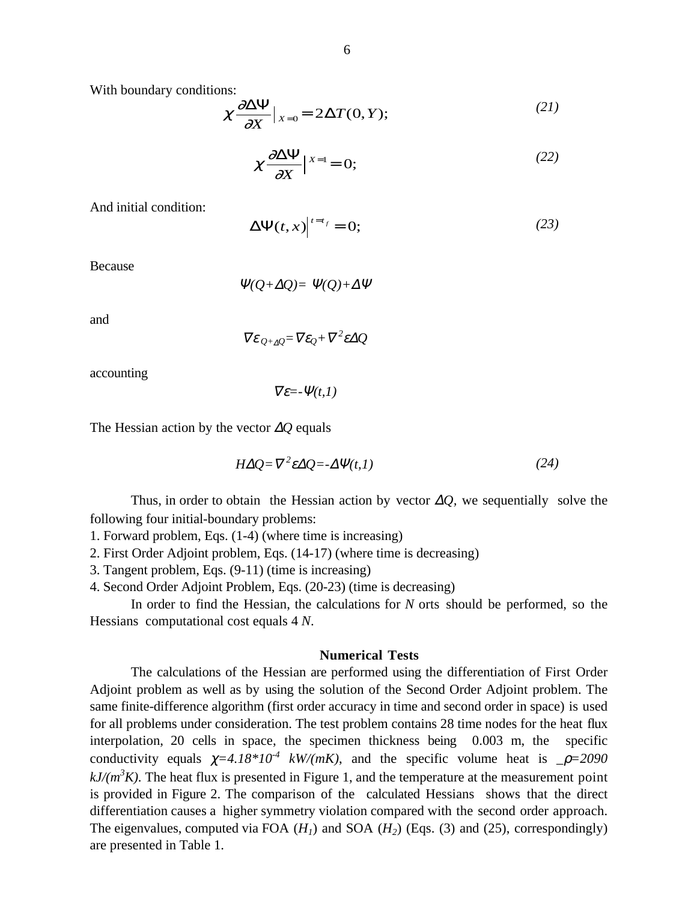With boundary conditions:

$$\chi \frac{\partial \Delta \Psi}{\partial X}\Big|_{X=0} = 2\Delta T(0,Y); \tag{21}$$

$$\chi \frac{\partial \Delta \Psi}{\partial X}\Big|^{X=1} = 0; \tag{22}$$

And initial condition:

$$\Delta \Psi(t,x)\Big|^{t=t_f} = 0; \tag{23}$$

Because

$$\Psi(Q+\Delta Q) = \Psi(Q) + \Delta\Psi$$

and

$$\nabla \varepsilon_{Q+\Delta Q} = \nabla \varepsilon_Q + \nabla^2 \varepsilon \Delta Q$$

accounting

$$\nabla \varepsilon = -\Psi(t,1)$$

The Hessian action by the vector $\Delta Q$ equals

$$H\Delta Q = \nabla^2 \varepsilon \Delta Q = -\Delta \Psi(t,1) \tag{24}$$

Thus, in order to obtain the Hessian action by vector $\Delta Q$, we sequentially solve the following four initial-boundary problems:

1. Forward problem, Eqs. (1-4) (where time is increasing)
2. First Order Adjoint problem, Eqs. (14-17) (where time is decreasing)
3. Tangent problem, Eqs. (9-11) (time is increasing)
4. Second Order Adjoint Problem, Eqs. (20-23) (time is decreasing)

In order to find the Hessian, the calculations for *N* orts should be performed, so the Hessians computational cost equals 4 *N*.

## Numerical Tests

The calculations of the Hessian are performed using the differentiation of First Order Adjoint problem as well as by using the solution of the Second Order Adjoint problem. The same finite-difference algorithm (first order accuracy in time and second order in space) is used for all problems under consideration. The test problem contains 28 time nodes for the heat flux interpolation, 20 cells in space, the specimen thickness being 0.003 m, the specific conductivity equals $\chi=4.18*10^{-4}$ $kW/(mK)$, and the specific volume heat is $\rho=2090$ $kJ/(m^3K)$. The heat flux is presented in Figure 1, and the temperature at the measurement point is provided in Figure 2. The comparison of the calculated Hessians shows that the direct differentiation causes a higher symmetry violation compared with the second order approach. The eigenvalues, computed via FOA ($H_1$) and SOA ($H_2$) (Eqs. (3) and (25), correspondingly) are presented in Table 1.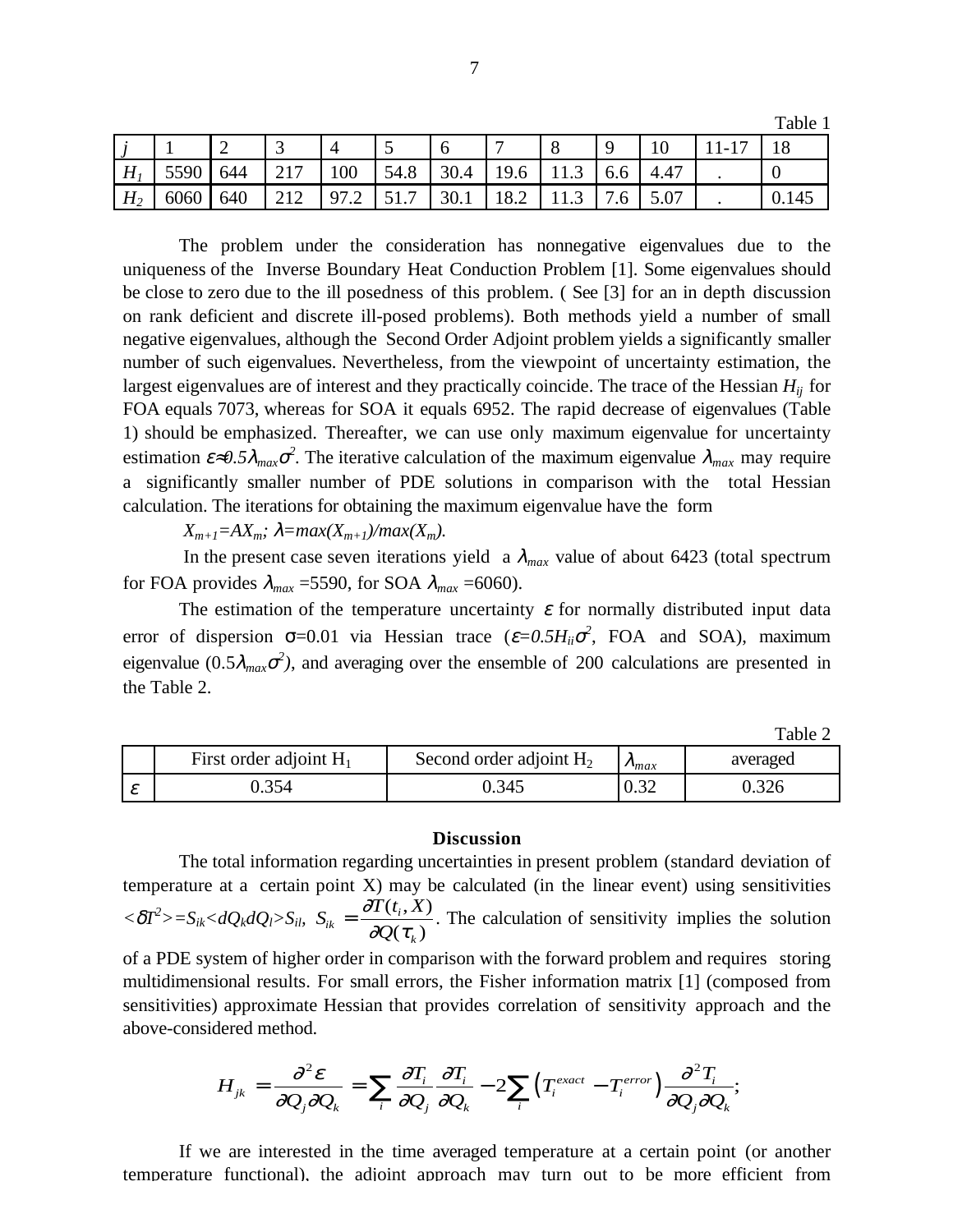Table 1

| $j$ | 1 | 2 | 3 | 4 | 5 | 6 | 7 | 8 | 9 | 10 | 11-17 | 18 |
|---|---|---|---|---|---|---|---|---|---|---|---|---|
| $H_1$ | 5590 | 644 | 217 | 100 | 54.8 | 30.4 | 19.6 | 11.3 | 6.6 | 4.47 | . | 0 |
| $H_2$ | 6060 | 640 | 212 | 97.2 | 51.7 | 30.1 | 18.2 | 11.3 | 7.6 | 5.07 | . | 0.145 |

The problem under the consideration has nonnegative eigenvalues due to the uniqueness of the Inverse Boundary Heat Conduction Problem [1]. Some eigenvalues should be close to zero due to the ill posedness of this problem. ( See [3] for an in depth discussion on rank deficient and discrete ill-posed problems). Both methods yield a number of small negative eigenvalues, although the Second Order Adjoint problem yields a significantly smaller number of such eigenvalues. Nevertheless, from the viewpoint of uncertainty estimation, the largest eigenvalues are of interest and they practically coincide. The trace of the Hessian $H_{ij}$ for FOA equals 7073, whereas for SOA it equals 6952. The rapid decrease of eigenvalues (Table 1) should be emphasized. Thereafter, we can use only maximum eigenvalue for uncertainty estimation $\varepsilon \approx 0.5\lambda_{max}\sigma^2$. The iterative calculation of the maximum eigenvalue $\lambda_{max}$ may require a significantly smaller number of PDE solutions in comparison with the total Hessian calculation. The iterations for obtaining the maximum eigenvalue have the form

$$X_{m+1}=AX_m;\ \lambda=max(X_{m+1})/max(X_m).$$

In the present case seven iterations yield a $\lambda_{max}$ value of about 6423 (total spectrum for FOA provides $\lambda_{max}$ =5590, for SOA $\lambda_{max}$ =6060).

The estimation of the temperature uncertainty $\varepsilon$ for normally distributed input data error of dispersion $\sigma$=0.01 via Hessian trace ($\varepsilon$=$0.5H_{ii}\sigma^2$, FOA and SOA), maximum eigenvalue ($0.5\lambda_{max}\sigma^2$), and averaging over the ensemble of 200 calculations are presented in the Table 2.

Table 2

| | First order adjoint $H_1$ | Second order adjoint $H_2$ | $\lambda_{max}$ | averaged |
|---|---|---|---|---|
| $\varepsilon$ | 0.354 | 0.345 | 0.32 | 0.326 |

## Discussion

The total information regarding uncertainties in present problem (standard deviation of temperature at a certain point X) may be calculated (in the linear event) using sensitivities $<\delta T^2>=S_{ik}<dQ_k dQ_l>S_{il}$, $S_{ik} = \dfrac{\partial T(t_i, X)}{\partial Q(\tau_k)}$. The calculation of sensitivity implies the solution of a PDE system of higher order in comparison with the forward problem and requires storing multidimensional results. For small errors, the Fisher information matrix [1] (composed from sensitivities) approximate Hessian that provides correlation of sensitivity approach and the above-considered method.

$$H_{jk} = \frac{\partial^2 \varepsilon}{\partial Q_j \partial Q_k} = \sum_i \frac{\partial T_i}{\partial Q_j}\frac{\partial T_i}{\partial Q_k} - 2\sum_i \left(T_i^{exact} - T_i^{error}\right)\frac{\partial^2 T_i}{\partial Q_j \partial Q_k};$$

If we are interested in the time averaged temperature at a certain point (or another temperature functional), the adjoint approach may turn out to be more efficient from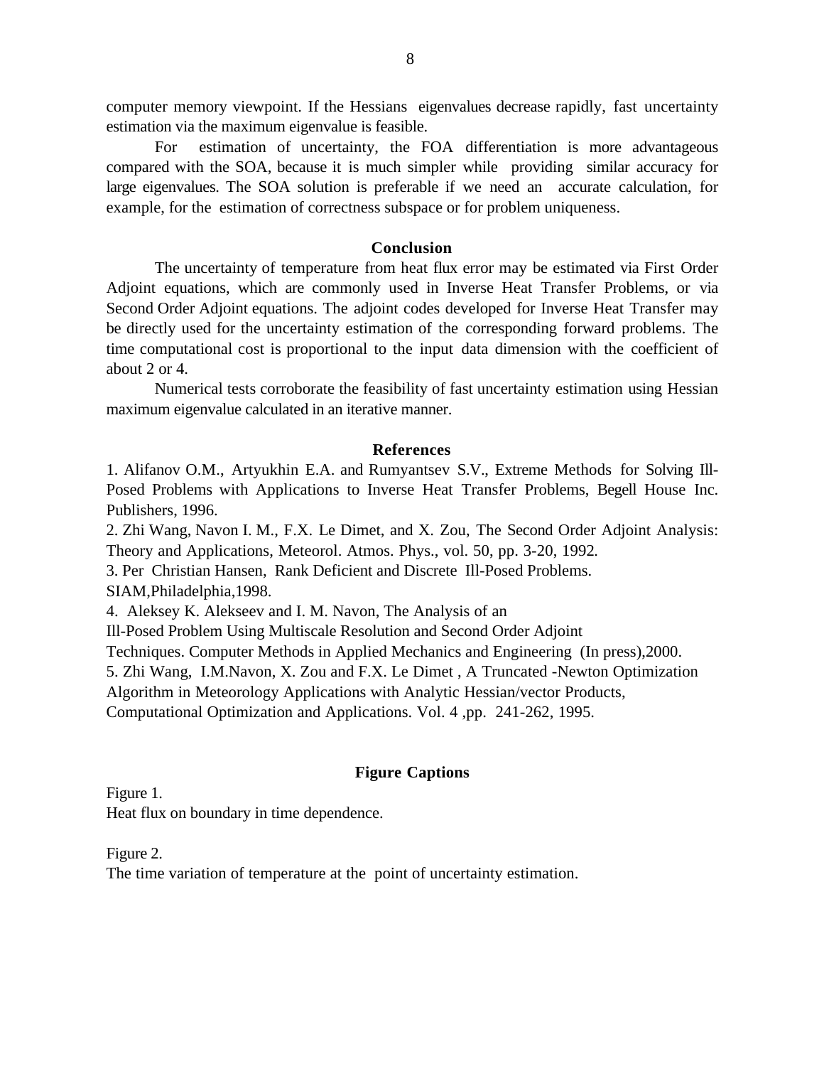computer memory viewpoint. If the Hessians eigenvalues decrease rapidly, fast uncertainty estimation via the maximum eigenvalue is feasible.

For estimation of uncertainty, the FOA differentiation is more advantageous compared with the SOA, because it is much simpler while providing similar accuracy for large eigenvalues. The SOA solution is preferable if we need an accurate calculation, for example, for the estimation of correctness subspace or for problem uniqueness.

## Conclusion

The uncertainty of temperature from heat flux error may be estimated via First Order Adjoint equations, which are commonly used in Inverse Heat Transfer Problems, or via Second Order Adjoint equations. The adjoint codes developed for Inverse Heat Transfer may be directly used for the uncertainty estimation of the corresponding forward problems. The time computational cost is proportional to the input data dimension with the coefficient of about 2 or 4.

Numerical tests corroborate the feasibility of fast uncertainty estimation using Hessian maximum eigenvalue calculated in an iterative manner.

## References

1. Alifanov O.M., Artyukhin E.A. and Rumyantsev S.V., Extreme Methods for Solving Ill-Posed Problems with Applications to Inverse Heat Transfer Problems, Begell House Inc. Publishers, 1996.
2. Zhi Wang, Navon I. M., F.X. Le Dimet, and X. Zou, The Second Order Adjoint Analysis: Theory and Applications, Meteorol. Atmos. Phys., vol. 50, pp. 3-20, 1992.
3. Per Christian Hansen, Rank Deficient and Discrete Ill-Posed Problems. SIAM,Philadelphia,1998.
4. Aleksey K. Alekseev and I. M. Navon, The Analysis of an Ill-Posed Problem Using Multiscale Resolution and Second Order Adjoint Techniques. Computer Methods in Applied Mechanics and Engineering (In press),2000.
5. Zhi Wang, I.M.Navon, X. Zou and F.X. Le Dimet , A Truncated -Newton Optimization Algorithm in Meteorology Applications with Analytic Hessian/vector Products, Computational Optimization and Applications. Vol. 4 ,pp. 241-262, 1995.

## Figure Captions

Figure 1.
Heat flux on boundary in time dependence.

Figure 2.
The time variation of temperature at the point of uncertainty estimation.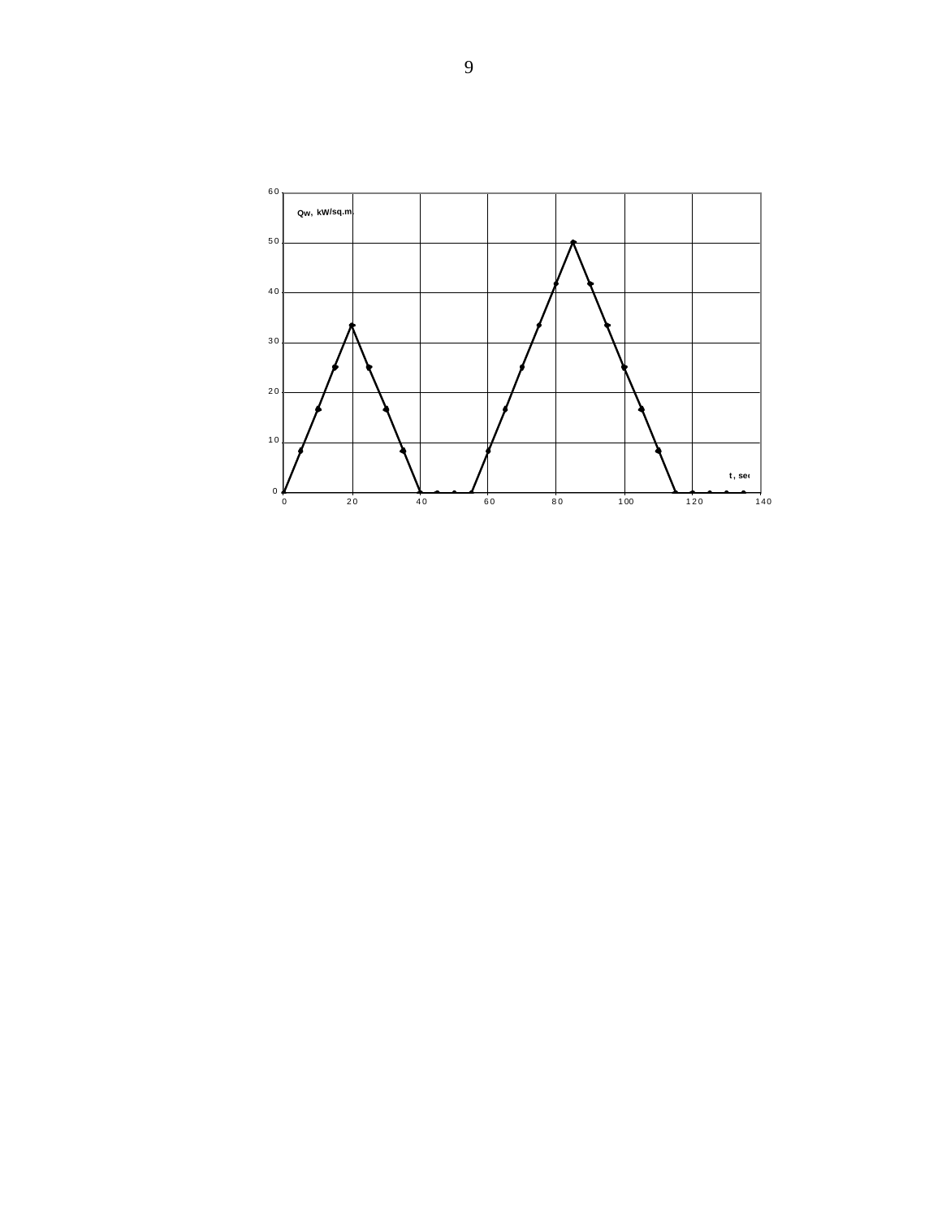Qw, kW/sq.m.

t, sec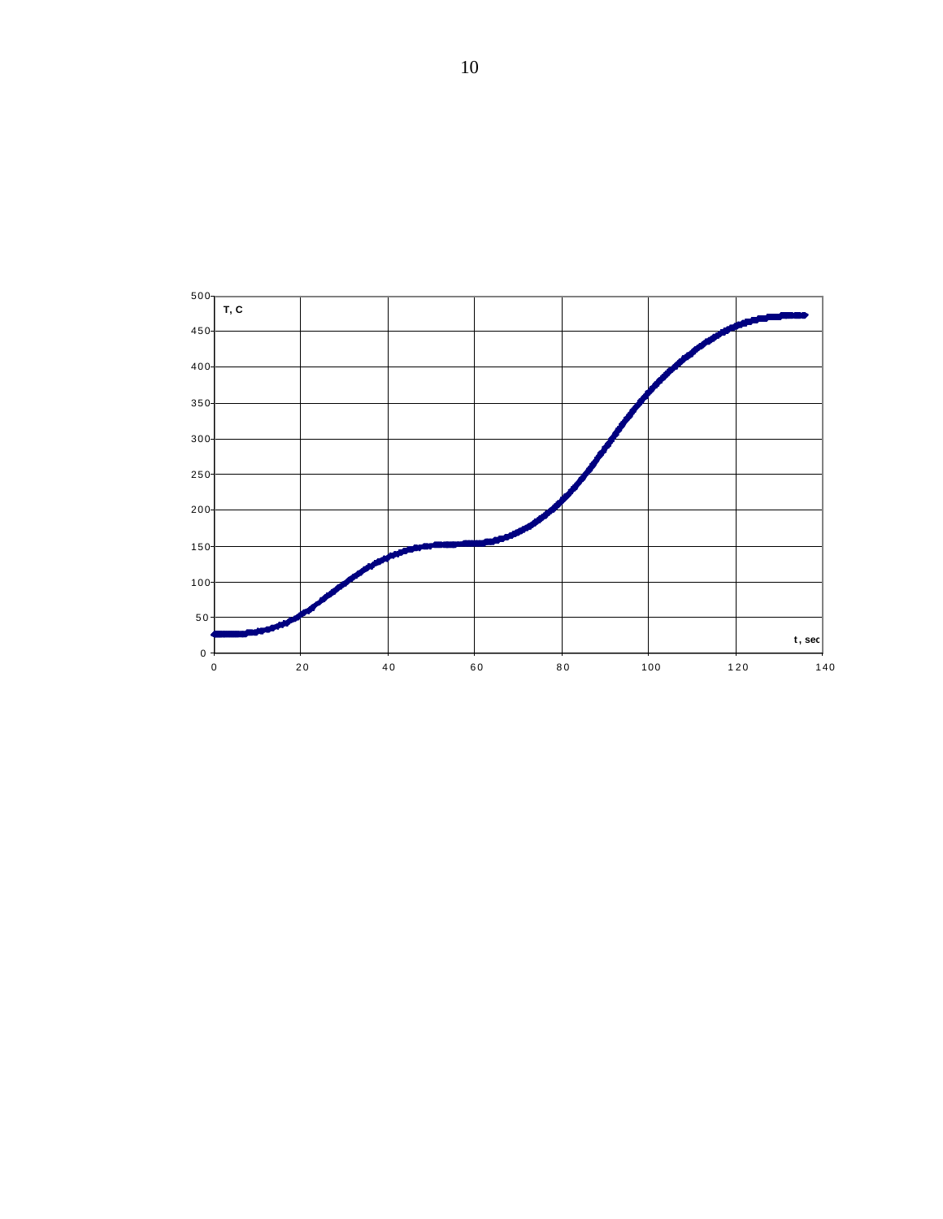T, C

500
450
400
350
300
250
200
150
100
50
0

0
20
40
60
80
100
120
140

t, sec